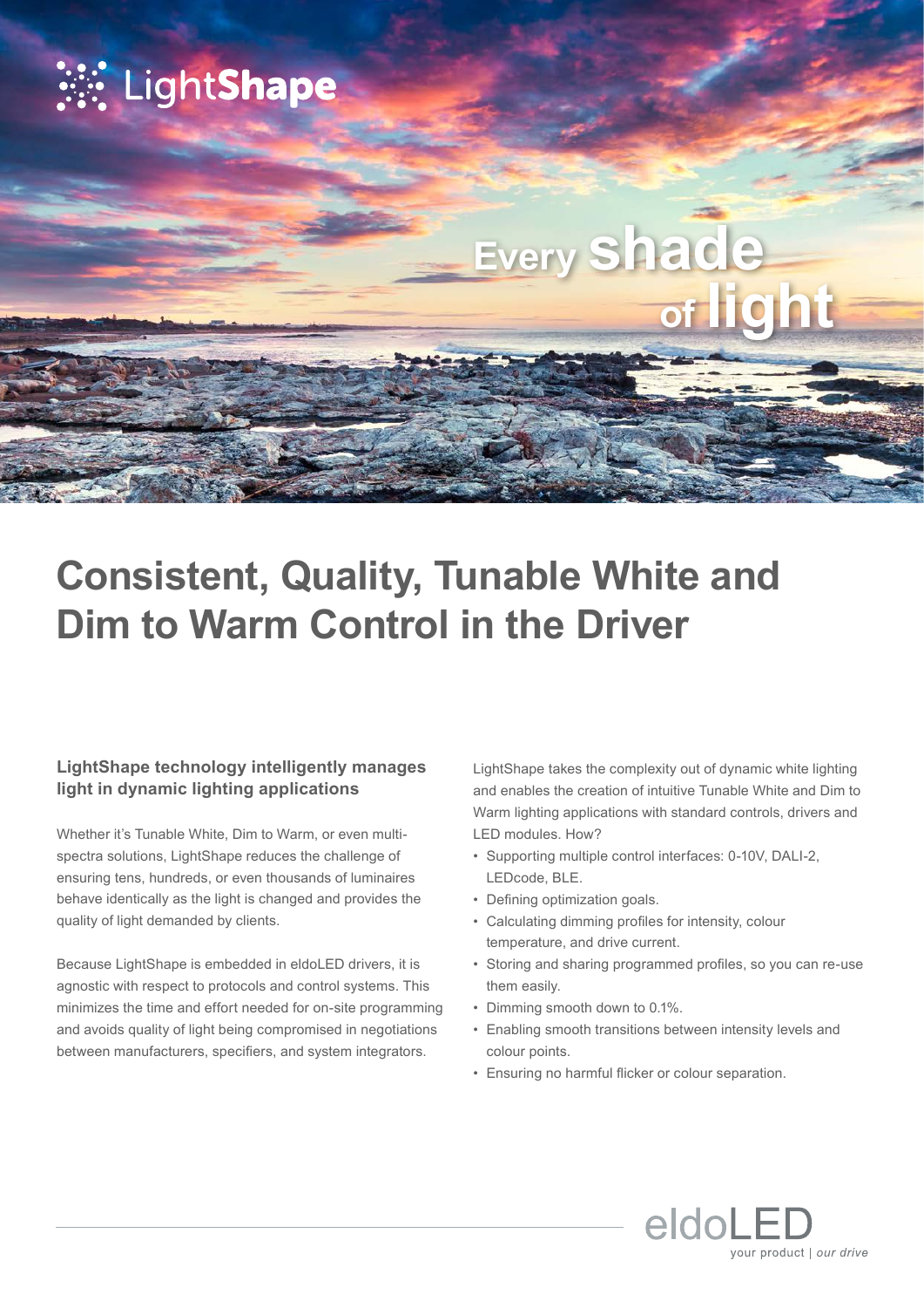LightShape

Every shade of light

# Consistent, Quality, Tunable White and Dim to Warm Control in the Driver

### LightShape technology intelligently manages light in dynamic lighting applications

Whether it's Tunable White, Dim to Warm, or even multi-spectra solutions, LightShape reduces the challenge of ensuring tens, hundreds, or even thousands of luminaires behave identically as the light is changed and provides the quality of light demanded by clients.

Because LightShape is embedded in eldoLED drivers, it is agnostic with respect to protocols and control systems. This minimizes the time and effort needed for on-site programming and avoids quality of light being compromised in negotiations between manufacturers, specifiers, and system integrators.

LightShape takes the complexity out of dynamic white lighting and enables the creation of intuitive Tunable White and Dim to Warm lighting applications with standard controls, drivers and LED modules. How?

- Supporting multiple control interfaces: 0-10V, DALI-2, LEDcode, BLE.
- Defining optimization goals.
- Calculating dimming profiles for intensity, colour temperature, and drive current.
- Storing and sharing programmed profiles, so you can re-use them easily.
- Dimming smooth down to 0.1%.
- Enabling smooth transitions between intensity levels and colour points.
- Ensuring no harmful flicker or colour separation.

eldoLED
your product | *our drive*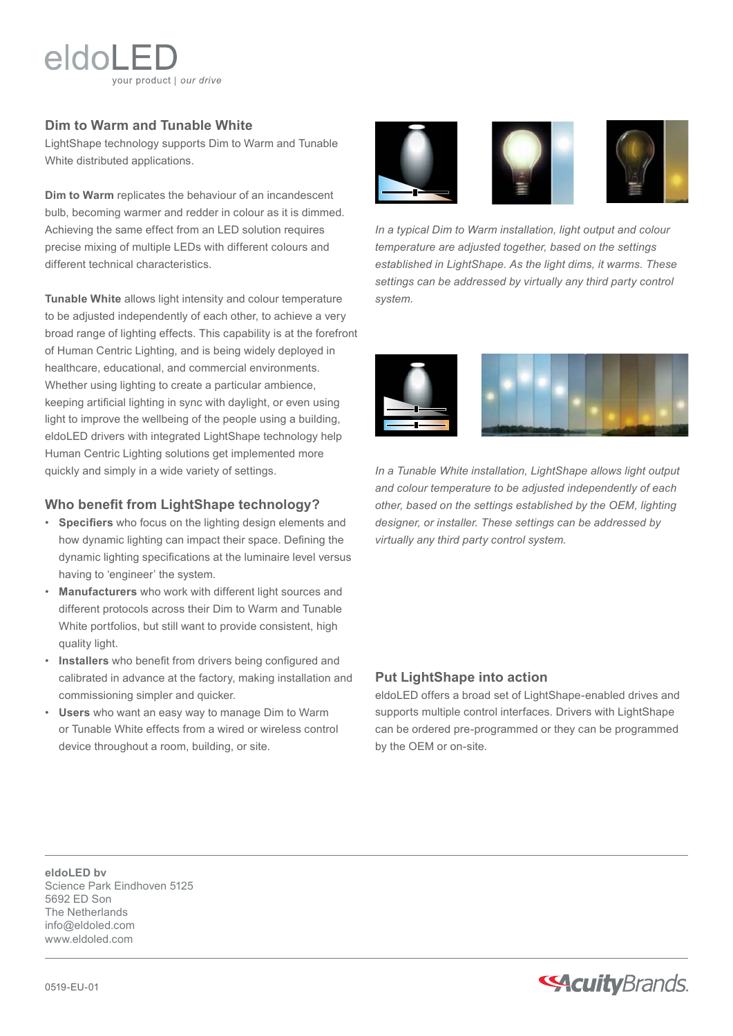eldoLED

your product | *our drive*

## Dim to Warm and Tunable White

LightShape technology supports Dim to Warm and Tunable White distributed applications.

**Dim to Warm** replicates the behaviour of an incandescent bulb, becoming warmer and redder in colour as it is dimmed. Achieving the same effect from an LED solution requires precise mixing of multiple LEDs with different colours and different technical characteristics.

**Tunable White** allows light intensity and colour temperature to be adjusted independently of each other, to achieve a very broad range of lighting effects. This capability is at the forefront of Human Centric Lighting, and is being widely deployed in healthcare, educational, and commercial environments. Whether using lighting to create a particular ambience, keeping artificial lighting in sync with daylight, or even using light to improve the wellbeing of the people using a building, eldoLED drivers with integrated LightShape technology help Human Centric Lighting solutions get implemented more quickly and simply in a wide variety of settings.

## Who benefit from LightShape technology?

- **Specifiers** who focus on the lighting design elements and how dynamic lighting can impact their space. Defining the dynamic lighting specifications at the luminaire level versus having to 'engineer' the system.
- **Manufacturers** who work with different light sources and different protocols across their Dim to Warm and Tunable White portfolios, but still want to provide consistent, high quality light.
- **Installers** who benefit from drivers being configured and calibrated in advance at the factory, making installation and commissioning simpler and quicker.
- **Users** who want an easy way to manage Dim to Warm or Tunable White effects from a wired or wireless control device throughout a room, building, or site.

*In a typical Dim to Warm installation, light output and colour temperature are adjusted together, based on the settings established in LightShape. As the light dims, it warms. These settings can be addressed by virtually any third party control system.*

*In a Tunable White installation, LightShape allows light output and colour temperature to be adjusted independently of each other, based on the settings established by the OEM, lighting designer, or installer. These settings can be addressed by virtually any third party control system.*

## Put LightShape into action

eldoLED offers a broad set of LightShape-enabled drives and supports multiple control interfaces. Drivers with LightShape can be ordered pre-programmed or they can be programmed by the OEM or on-site.

**eldoLED bv**
Science Park Eindhoven 5125
5692 ED Son
The Netherlands
info@eldoled.com
www.eldoled.com

0519-EU-01

AcuityBrands.